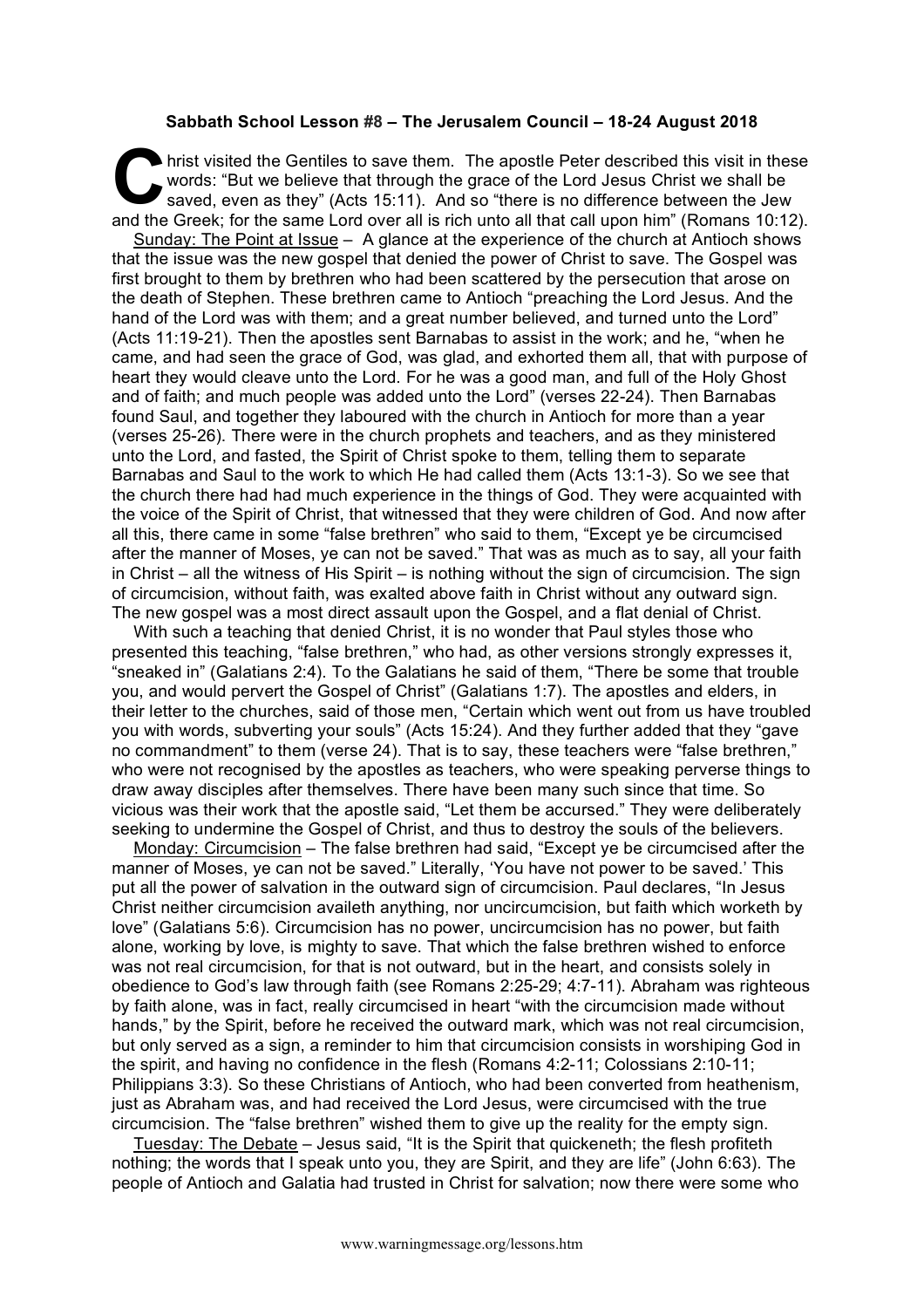**Sabbath School Lesson #8 – The Jerusalem Council – 18-24 August 2018**

Christ visited the Gentiles to save them. The apostle Peter described this visit in these words: "But we believe that through the grace of the Lord Jesus Christ we shall be saved, even as they" (Acts 15:11). And so "there is no difference between the Jew and the Greek; for the same Lord over all is rich unto all that call upon him" (Romans 10:12).

Sunday: The Point at Issue – A glance at the experience of the church at Antioch shows that the issue was the new gospel that denied the power of Christ to save. The Gospel was first brought to them by brethren who had been scattered by the persecution that arose on the death of Stephen. These brethren came to Antioch "preaching the Lord Jesus. And the hand of the Lord was with them; and a great number believed, and turned unto the Lord" (Acts 11:19-21). Then the apostles sent Barnabas to assist in the work; and he, "when he came, and had seen the grace of God, was glad, and exhorted them all, that with purpose of heart they would cleave unto the Lord. For he was a good man, and full of the Holy Ghost and of faith; and much people was added unto the Lord" (verses 22-24). Then Barnabas found Saul, and together they laboured with the church in Antioch for more than a year (verses 25-26). There were in the church prophets and teachers, and as they ministered unto the Lord, and fasted, the Spirit of Christ spoke to them, telling them to separate Barnabas and Saul to the work to which He had called them (Acts 13:1-3). So we see that the church there had had much experience in the things of God. They were acquainted with the voice of the Spirit of Christ, that witnessed that they were children of God. And now after all this, there came in some "false brethren" who said to them, "Except ye be circumcised after the manner of Moses, ye can not be saved." That was as much as to say, all your faith in Christ – all the witness of His Spirit – is nothing without the sign of circumcision. The sign of circumcision, without faith, was exalted above faith in Christ without any outward sign. The new gospel was a most direct assault upon the Gospel, and a flat denial of Christ.

With such a teaching that denied Christ, it is no wonder that Paul styles those who presented this teaching, "false brethren," who had, as other versions strongly expresses it, "sneaked in" (Galatians 2:4). To the Galatians he said of them, "There be some that trouble you, and would pervert the Gospel of Christ" (Galatians 1:7). The apostles and elders, in their letter to the churches, said of those men, "Certain which went out from us have troubled you with words, subverting your souls" (Acts 15:24). And they further added that they "gave no commandment" to them (verse 24). That is to say, these teachers were "false brethren," who were not recognised by the apostles as teachers, who were speaking perverse things to draw away disciples after themselves. There have been many such since that time. So vicious was their work that the apostle said, "Let them be accursed." They were deliberately seeking to undermine the Gospel of Christ, and thus to destroy the souls of the believers.

Monday: Circumcision – The false brethren had said, "Except ye be circumcised after the manner of Moses, ye can not be saved." Literally, 'You have not power to be saved.' This put all the power of salvation in the outward sign of circumcision. Paul declares, "In Jesus Christ neither circumcision availeth anything, nor uncircumcision, but faith which worketh by love" (Galatians 5:6). Circumcision has no power, uncircumcision has no power, but faith alone, working by love, is mighty to save. That which the false brethren wished to enforce was not real circumcision, for that is not outward, but in the heart, and consists solely in obedience to God's law through faith (see Romans 2:25-29; 4:7-11). Abraham was righteous by faith alone, was in fact, really circumcised in heart "with the circumcision made without hands," by the Spirit, before he received the outward mark, which was not real circumcision, but only served as a sign, a reminder to him that circumcision consists in worshiping God in the spirit, and having no confidence in the flesh (Romans 4:2-11; Colossians 2:10-11; Philippians 3:3). So these Christians of Antioch, who had been converted from heathenism, just as Abraham was, and had received the Lord Jesus, were circumcised with the true circumcision. The "false brethren" wished them to give up the reality for the empty sign.

Tuesday: The Debate – Jesus said, "It is the Spirit that quickeneth; the flesh profiteth nothing; the words that I speak unto you, they are Spirit, and they are life" (John 6:63). The people of Antioch and Galatia had trusted in Christ for salvation; now there were some who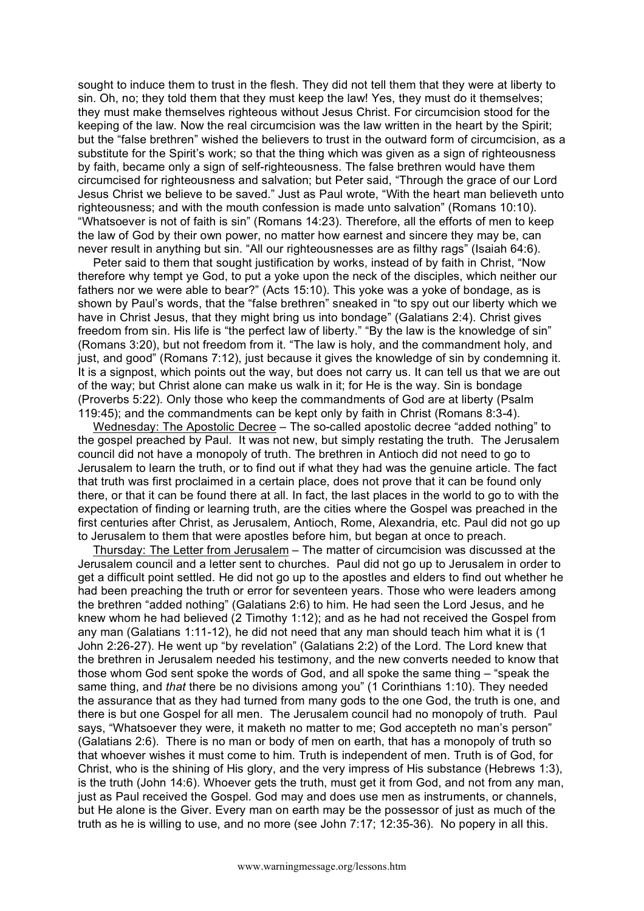sought to induce them to trust in the flesh. They did not tell them that they were at liberty to sin. Oh, no; they told them that they must keep the law! Yes, they must do it themselves; they must make themselves righteous without Jesus Christ. For circumcision stood for the keeping of the law. Now the real circumcision was the law written in the heart by the Spirit; but the "false brethren" wished the believers to trust in the outward form of circumcision, as a substitute for the Spirit's work; so that the thing which was given as a sign of righteousness by faith, became only a sign of self-righteousness. The false brethren would have them circumcised for righteousness and salvation; but Peter said, "Through the grace of our Lord Jesus Christ we believe to be saved." Just as Paul wrote, "With the heart man believeth unto righteousness; and with the mouth confession is made unto salvation" (Romans 10:10). "Whatsoever is not of faith is sin" (Romans 14:23). Therefore, all the efforts of men to keep the law of God by their own power, no matter how earnest and sincere they may be, can never result in anything but sin. "All our righteousnesses are as filthy rags" (Isaiah 64:6).

Peter said to them that sought justification by works, instead of by faith in Christ, "Now therefore why tempt ye God, to put a yoke upon the neck of the disciples, which neither our fathers nor we were able to bear?" (Acts 15:10). This yoke was a yoke of bondage, as is shown by Paul's words, that the "false brethren" sneaked in "to spy out our liberty which we have in Christ Jesus, that they might bring us into bondage" (Galatians 2:4). Christ gives freedom from sin. His life is "the perfect law of liberty." "By the law is the knowledge of sin" (Romans 3:20), but not freedom from it. "The law is holy, and the commandment holy, and just, and good" (Romans 7:12), just because it gives the knowledge of sin by condemning it. It is a signpost, which points out the way, but does not carry us. It can tell us that we are out of the way; but Christ alone can make us walk in it; for He is the way. Sin is bondage (Proverbs 5:22). Only those who keep the commandments of God are at liberty (Psalm 119:45); and the commandments can be kept only by faith in Christ (Romans 8:3-4).

Wednesday: The Apostolic Decree – The so-called apostolic decree "added nothing" to the gospel preached by Paul. It was not new, but simply restating the truth. The Jerusalem council did not have a monopoly of truth. The brethren in Antioch did not need to go to Jerusalem to learn the truth, or to find out if what they had was the genuine article. The fact that truth was first proclaimed in a certain place, does not prove that it can be found only there, or that it can be found there at all. In fact, the last places in the world to go to with the expectation of finding or learning truth, are the cities where the Gospel was preached in the first centuries after Christ, as Jerusalem, Antioch, Rome, Alexandria, etc. Paul did not go up to Jerusalem to them that were apostles before him, but began at once to preach.

Thursday: The Letter from Jerusalem – The matter of circumcision was discussed at the Jerusalem council and a letter sent to churches. Paul did not go up to Jerusalem in order to get a difficult point settled. He did not go up to the apostles and elders to find out whether he had been preaching the truth or error for seventeen years. Those who were leaders among the brethren "added nothing" (Galatians 2:6) to him. He had seen the Lord Jesus, and he knew whom he had believed (2 Timothy 1:12); and as he had not received the Gospel from any man (Galatians 1:11-12), he did not need that any man should teach him what it is (1 John 2:26-27). He went up "by revelation" (Galatians 2:2) of the Lord. The Lord knew that the brethren in Jerusalem needed his testimony, and the new converts needed to know that those whom God sent spoke the words of God, and all spoke the same thing – "speak the same thing, and *that* there be no divisions among you" (1 Corinthians 1:10). They needed the assurance that as they had turned from many gods to the one God, the truth is one, and there is but one Gospel for all men. The Jerusalem council had no monopoly of truth. Paul says, "Whatsoever they were, it maketh no matter to me; God accepteth no man's person" (Galatians 2:6). There is no man or body of men on earth, that has a monopoly of truth so that whoever wishes it must come to him. Truth is independent of men. Truth is of God, for Christ, who is the shining of His glory, and the very impress of His substance (Hebrews 1:3), is the truth (John 14:6). Whoever gets the truth, must get it from God, and not from any man, just as Paul received the Gospel. God may and does use men as instruments, or channels, but He alone is the Giver. Every man on earth may be the possessor of just as much of the truth as he is willing to use, and no more (see John 7:17; 12:35-36). No popery in all this.

www.warningmessage.org/lessons.htm